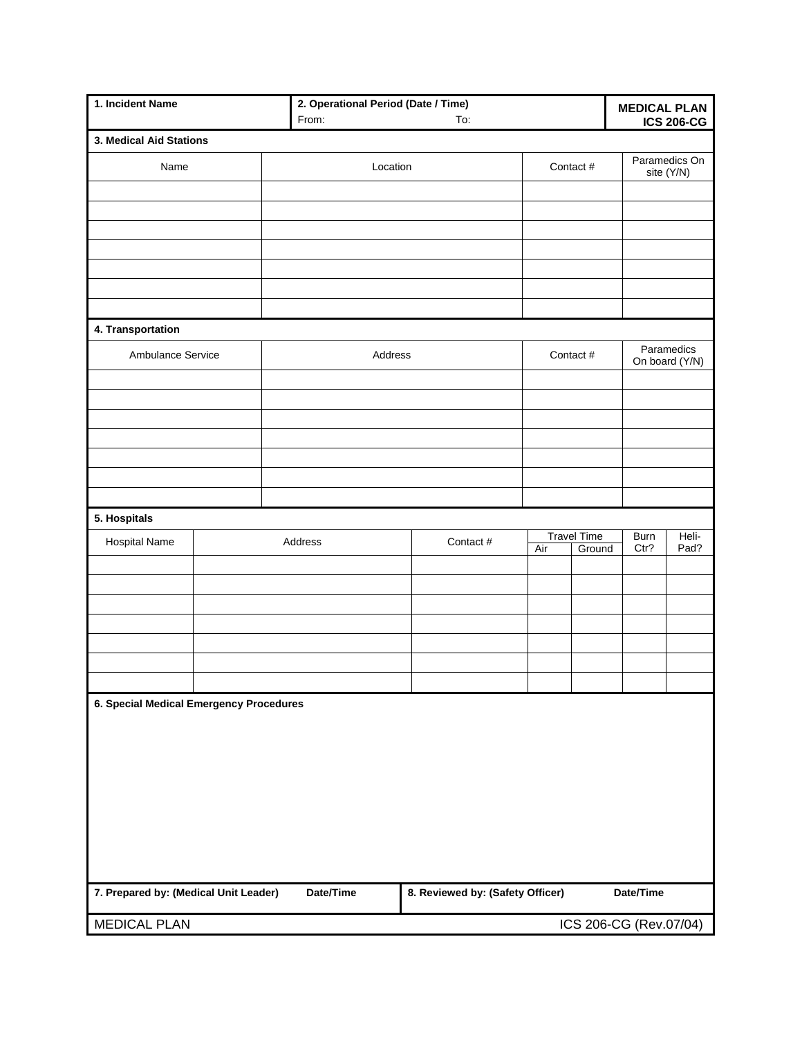| 1. Incident Name | 2. Operational Period (Date / Time) From: To: | MEDICAL PLAN ICS 206-CG |
|---|---|---|

**3. Medical Aid Stations**

| Name | Location | Contact # | Paramedics On site (Y/N) |
|---|---|---|---|
| | | | |
| | | | |
| | | | |
| | | | |
| | | | |
| | | | |
| | | | |

**4. Transportation**

| Ambulance Service | Address | Contact # | Paramedics On board (Y/N) |
|---|---|---|---|
| | | | |
| | | | |
| | | | |
| | | | |
| | | | |
| | | | |
| | | | |

**5. Hospitals**

| Hospital Name | Address | Contact # | Travel Time | | Burn Ctr? | Heli-Pad? |
|---|---|---|---|---|---|---|
| | | | Air | Ground | | |
| | | | | | | |
| | | | | | | |
| | | | | | | |
| | | | | | | |
| | | | | | | |
| | | | | | | |
| | | | | | | |

**6. Special Medical Emergency Procedures**

| 7. Prepared by: (Medical Unit Leader) | Date/Time | 8. Reviewed by: (Safety Officer) | Date/Time |
|---|---|---|---|
| | | | |

MEDICAL PLAN ICS 206-CG (Rev.07/04)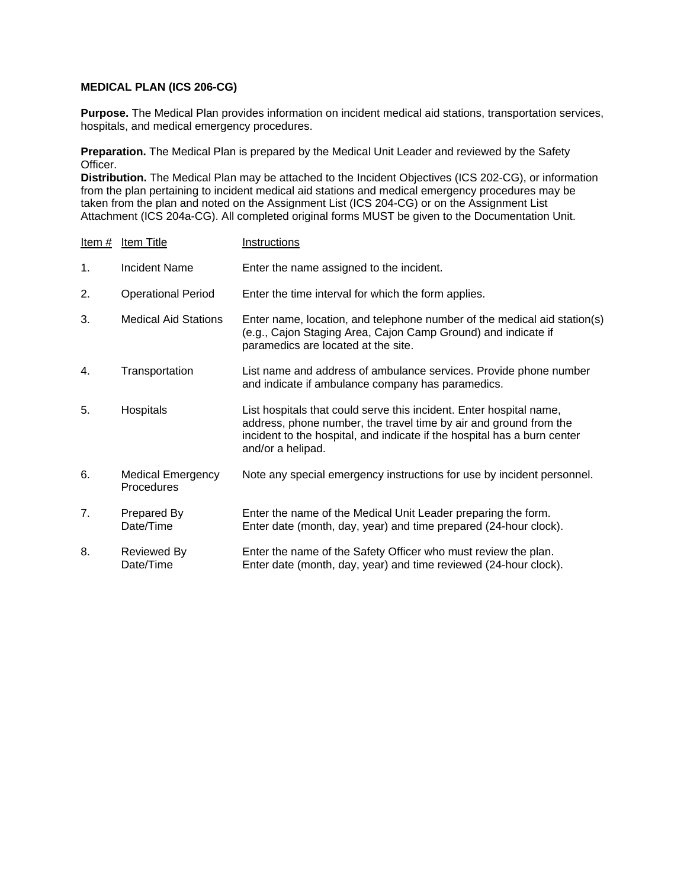**MEDICAL PLAN (ICS 206-CG)**

**Purpose.** The Medical Plan provides information on incident medical aid stations, transportation services, hospitals, and medical emergency procedures.

**Preparation.** The Medical Plan is prepared by the Medical Unit Leader and reviewed by the Safety Officer.

**Distribution.** The Medical Plan may be attached to the Incident Objectives (ICS 202-CG), or information from the plan pertaining to incident medical aid stations and medical emergency procedures may be taken from the plan and noted on the Assignment List (ICS 204-CG) or on the Assignment List Attachment (ICS 204a-CG). All completed original forms MUST be given to the Documentation Unit.

| Item # | Item Title | Instructions |
|---|---|---|
| 1. | Incident Name | Enter the name assigned to the incident. |
| 2. | Operational Period | Enter the time interval for which the form applies. |
| 3. | Medical Aid Stations | Enter name, location, and telephone number of the medical aid station(s) (e.g., Cajon Staging Area, Cajon Camp Ground) and indicate if paramedics are located at the site. |
| 4. | Transportation | List name and address of ambulance services. Provide phone number and indicate if ambulance company has paramedics. |
| 5. | Hospitals | List hospitals that could serve this incident. Enter hospital name, address, phone number, the travel time by air and ground from the incident to the hospital, and indicate if the hospital has a burn center and/or a helipad. |
| 6. | Medical Emergency Procedures | Note any special emergency instructions for use by incident personnel. |
| 7. | Prepared By Date/Time | Enter the name of the Medical Unit Leader preparing the form. Enter date (month, day, year) and time prepared (24-hour clock). |
| 8. | Reviewed By Date/Time | Enter the name of the Safety Officer who must review the plan. Enter date (month, day, year) and time reviewed (24-hour clock). |